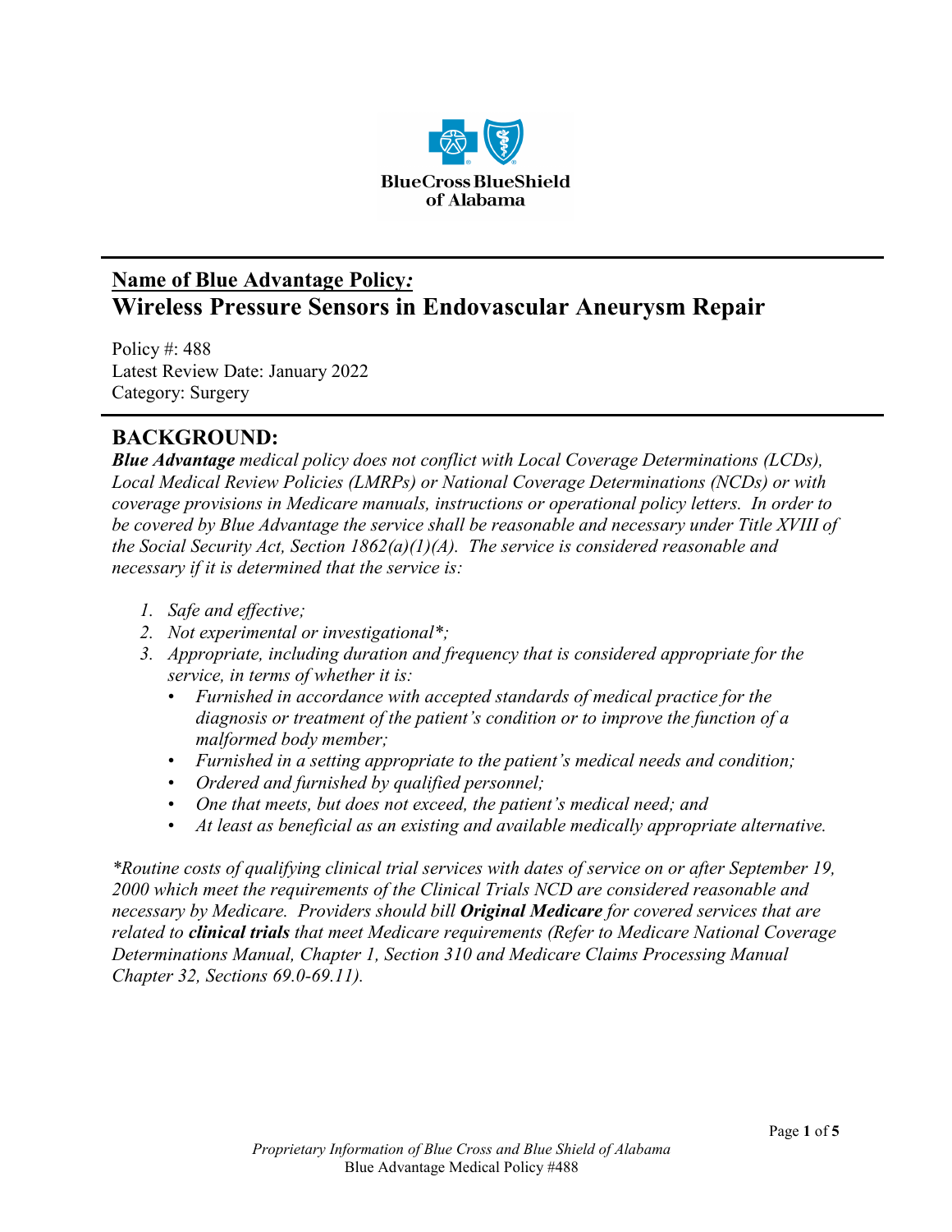## Name of Blue Advantage Policy:

# Wireless Pressure Sensors in Endovascular Aneurysm Repair

Policy #: 488
Latest Review Date: January 2022
Category: Surgery

## BACKGROUND:

***Blue Advantage*** *medical policy does not conflict with Local Coverage Determinations (LCDs), Local Medical Review Policies (LMRPs) or National Coverage Determinations (NCDs) or with coverage provisions in Medicare manuals, instructions or operational policy letters. In order to be covered by Blue Advantage the service shall be reasonable and necessary under Title XVIII of the Social Security Act, Section 1862(a)(1)(A). The service is considered reasonable and necessary if it is determined that the service is:*

1. *Safe and effective;*
2. *Not experimental or investigational*\*;*
3. *Appropriate, including duration and frequency that is considered appropriate for the service, in terms of whether it is:*
   - *Furnished in accordance with accepted standards of medical practice for the diagnosis or treatment of the patient's condition or to improve the function of a malformed body member;*
   - *Furnished in a setting appropriate to the patient's medical needs and condition;*
   - *Ordered and furnished by qualified personnel;*
   - *One that meets, but does not exceed, the patient's medical need; and*
   - *At least as beneficial as an existing and available medically appropriate alternative.*

*\*Routine costs of qualifying clinical trial services with dates of service on or after September 19, 2000 which meet the requirements of the Clinical Trials NCD are considered reasonable and necessary by Medicare. Providers should bill* ***Original Medicare*** *for covered services that are related to* ***clinical trials*** *that meet Medicare requirements (Refer to Medicare National Coverage Determinations Manual, Chapter 1, Section 310 and Medicare Claims Processing Manual Chapter 32, Sections 69.0-69.11).*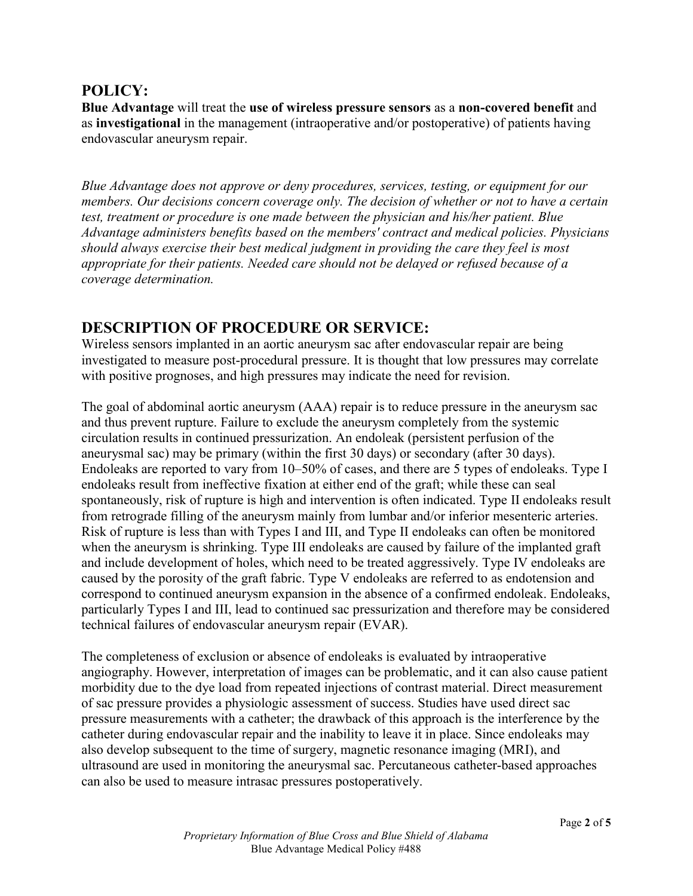## POLICY:

**Blue Advantage** will treat the **use of wireless pressure sensors** as a **non-covered benefit** and as **investigational** in the management (intraoperative and/or postoperative) of patients having endovascular aneurysm repair.

*Blue Advantage does not approve or deny procedures, services, testing, or equipment for our members. Our decisions concern coverage only. The decision of whether or not to have a certain test, treatment or procedure is one made between the physician and his/her patient. Blue Advantage administers benefits based on the members' contract and medical policies. Physicians should always exercise their best medical judgment in providing the care they feel is most appropriate for their patients. Needed care should not be delayed or refused because of a coverage determination.*

## DESCRIPTION OF PROCEDURE OR SERVICE:

Wireless sensors implanted in an aortic aneurysm sac after endovascular repair are being investigated to measure post-procedural pressure. It is thought that low pressures may correlate with positive prognoses, and high pressures may indicate the need for revision.

The goal of abdominal aortic aneurysm (AAA) repair is to reduce pressure in the aneurysm sac and thus prevent rupture. Failure to exclude the aneurysm completely from the systemic circulation results in continued pressurization. An endoleak (persistent perfusion of the aneurysmal sac) may be primary (within the first 30 days) or secondary (after 30 days). Endoleaks are reported to vary from 10–50% of cases, and there are 5 types of endoleaks. Type I endoleaks result from ineffective fixation at either end of the graft; while these can seal spontaneously, risk of rupture is high and intervention is often indicated. Type II endoleaks result from retrograde filling of the aneurysm mainly from lumbar and/or inferior mesenteric arteries. Risk of rupture is less than with Types I and III, and Type II endoleaks can often be monitored when the aneurysm is shrinking. Type III endoleaks are caused by failure of the implanted graft and include development of holes, which need to be treated aggressively. Type IV endoleaks are caused by the porosity of the graft fabric. Type V endoleaks are referred to as endotension and correspond to continued aneurysm expansion in the absence of a confirmed endoleak. Endoleaks, particularly Types I and III, lead to continued sac pressurization and therefore may be considered technical failures of endovascular aneurysm repair (EVAR).

The completeness of exclusion or absence of endoleaks is evaluated by intraoperative angiography. However, interpretation of images can be problematic, and it can also cause patient morbidity due to the dye load from repeated injections of contrast material. Direct measurement of sac pressure provides a physiologic assessment of success. Studies have used direct sac pressure measurements with a catheter; the drawback of this approach is the interference by the catheter during endovascular repair and the inability to leave it in place. Since endoleaks may also develop subsequent to the time of surgery, magnetic resonance imaging (MRI), and ultrasound are used in monitoring the aneurysmal sac. Percutaneous catheter-based approaches can also be used to measure intrasac pressures postoperatively.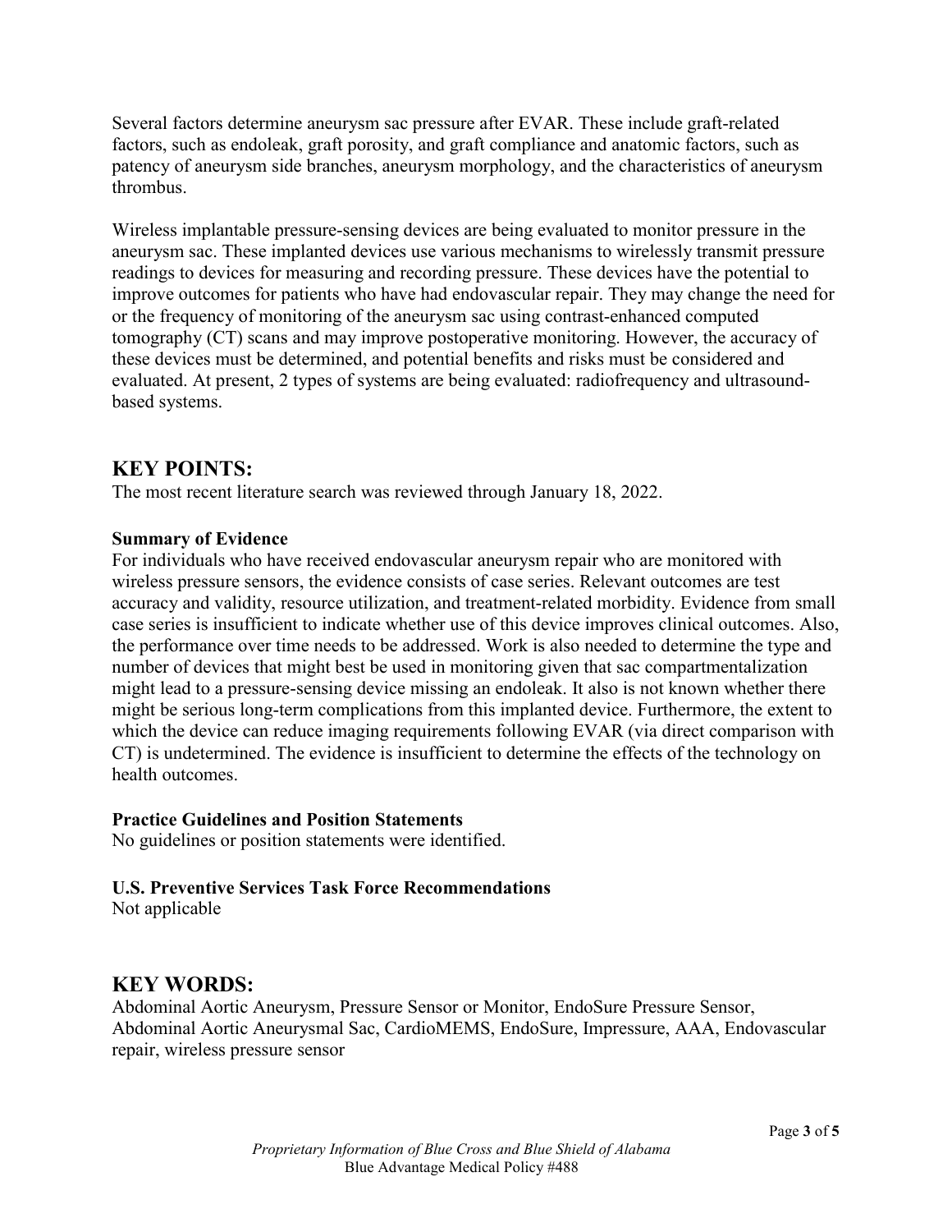Several factors determine aneurysm sac pressure after EVAR. These include graft-related factors, such as endoleak, graft porosity, and graft compliance and anatomic factors, such as patency of aneurysm side branches, aneurysm morphology, and the characteristics of aneurysm thrombus.

Wireless implantable pressure-sensing devices are being evaluated to monitor pressure in the aneurysm sac. These implanted devices use various mechanisms to wirelessly transmit pressure readings to devices for measuring and recording pressure. These devices have the potential to improve outcomes for patients who have had endovascular repair. They may change the need for or the frequency of monitoring of the aneurysm sac using contrast-enhanced computed tomography (CT) scans and may improve postoperative monitoring. However, the accuracy of these devices must be determined, and potential benefits and risks must be considered and evaluated. At present, 2 types of systems are being evaluated: radiofrequency and ultrasound-based systems.

## KEY POINTS:

The most recent literature search was reviewed through January 18, 2022.

**Summary of Evidence**

For individuals who have received endovascular aneurysm repair who are monitored with wireless pressure sensors, the evidence consists of case series. Relevant outcomes are test accuracy and validity, resource utilization, and treatment-related morbidity. Evidence from small case series is insufficient to indicate whether use of this device improves clinical outcomes. Also, the performance over time needs to be addressed. Work is also needed to determine the type and number of devices that might best be used in monitoring given that sac compartmentalization might lead to a pressure-sensing device missing an endoleak. It also is not known whether there might be serious long-term complications from this implanted device. Furthermore, the extent to which the device can reduce imaging requirements following EVAR (via direct comparison with CT) is undetermined. The evidence is insufficient to determine the effects of the technology on health outcomes.

**Practice Guidelines and Position Statements**

No guidelines or position statements were identified.

**U.S. Preventive Services Task Force Recommendations**

Not applicable

## KEY WORDS:

Abdominal Aortic Aneurysm, Pressure Sensor or Monitor, EndoSure Pressure Sensor, Abdominal Aortic Aneurysmal Sac, CardioMEMS, EndoSure, Impressure, AAA, Endovascular repair, wireless pressure sensor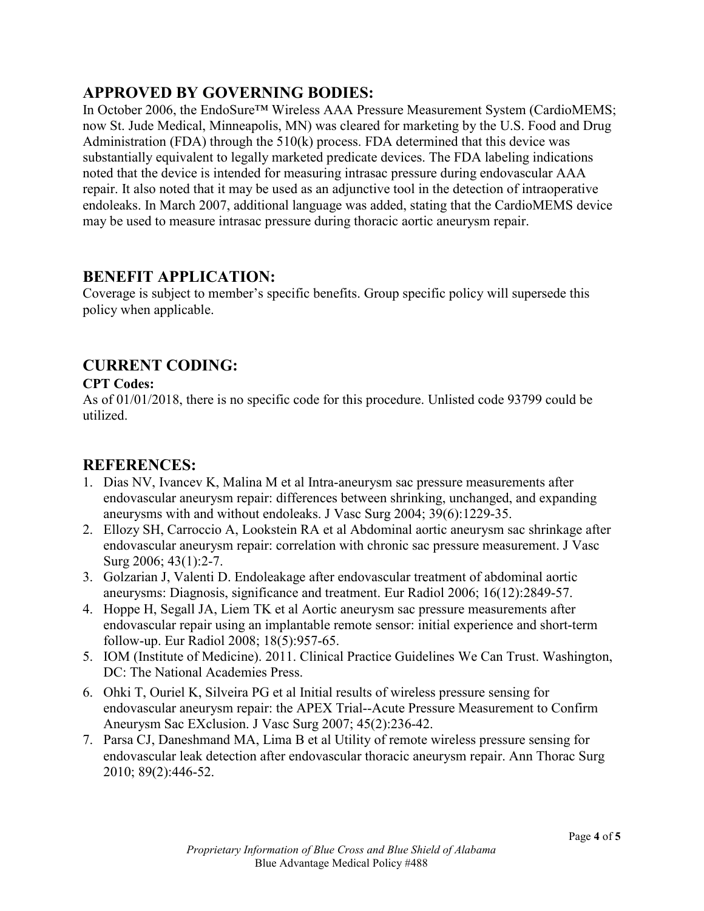## APPROVED BY GOVERNING BODIES:

In October 2006, the EndoSure™ Wireless AAA Pressure Measurement System (CardioMEMS; now St. Jude Medical, Minneapolis, MN) was cleared for marketing by the U.S. Food and Drug Administration (FDA) through the 510(k) process. FDA determined that this device was substantially equivalent to legally marketed predicate devices. The FDA labeling indications noted that the device is intended for measuring intrasac pressure during endovascular AAA repair. It also noted that it may be used as an adjunctive tool in the detection of intraoperative endoleaks. In March 2007, additional language was added, stating that the CardioMEMS device may be used to measure intrasac pressure during thoracic aortic aneurysm repair.

## BENEFIT APPLICATION:

Coverage is subject to member's specific benefits. Group specific policy will supersede this policy when applicable.

## CURRENT CODING:

**CPT Codes:**

As of 01/01/2018, there is no specific code for this procedure. Unlisted code 93799 could be utilized.

## REFERENCES:

1. Dias NV, Ivancev K, Malina M et al Intra-aneurysm sac pressure measurements after endovascular aneurysm repair: differences between shrinking, unchanged, and expanding aneurysms with and without endoleaks. J Vasc Surg 2004; 39(6):1229-35.
2. Ellozy SH, Carroccio A, Lookstein RA et al Abdominal aortic aneurysm sac shrinkage after endovascular aneurysm repair: correlation with chronic sac pressure measurement. J Vasc Surg 2006; 43(1):2-7.
3. Golzarian J, Valenti D. Endoleakage after endovascular treatment of abdominal aortic aneurysms: Diagnosis, significance and treatment. Eur Radiol 2006; 16(12):2849-57.
4. Hoppe H, Segall JA, Liem TK et al Aortic aneurysm sac pressure measurements after endovascular repair using an implantable remote sensor: initial experience and short-term follow-up. Eur Radiol 2008; 18(5):957-65.
5. IOM (Institute of Medicine). 2011. Clinical Practice Guidelines We Can Trust. Washington, DC: The National Academies Press.
6. Ohki T, Ouriel K, Silveira PG et al Initial results of wireless pressure sensing for endovascular aneurysm repair: the APEX Trial--Acute Pressure Measurement to Confirm Aneurysm Sac EXclusion. J Vasc Surg 2007; 45(2):236-42.
7. Parsa CJ, Daneshmand MA, Lima B et al Utility of remote wireless pressure sensing for endovascular leak detection after endovascular thoracic aneurysm repair. Ann Thorac Surg 2010; 89(2):446-52.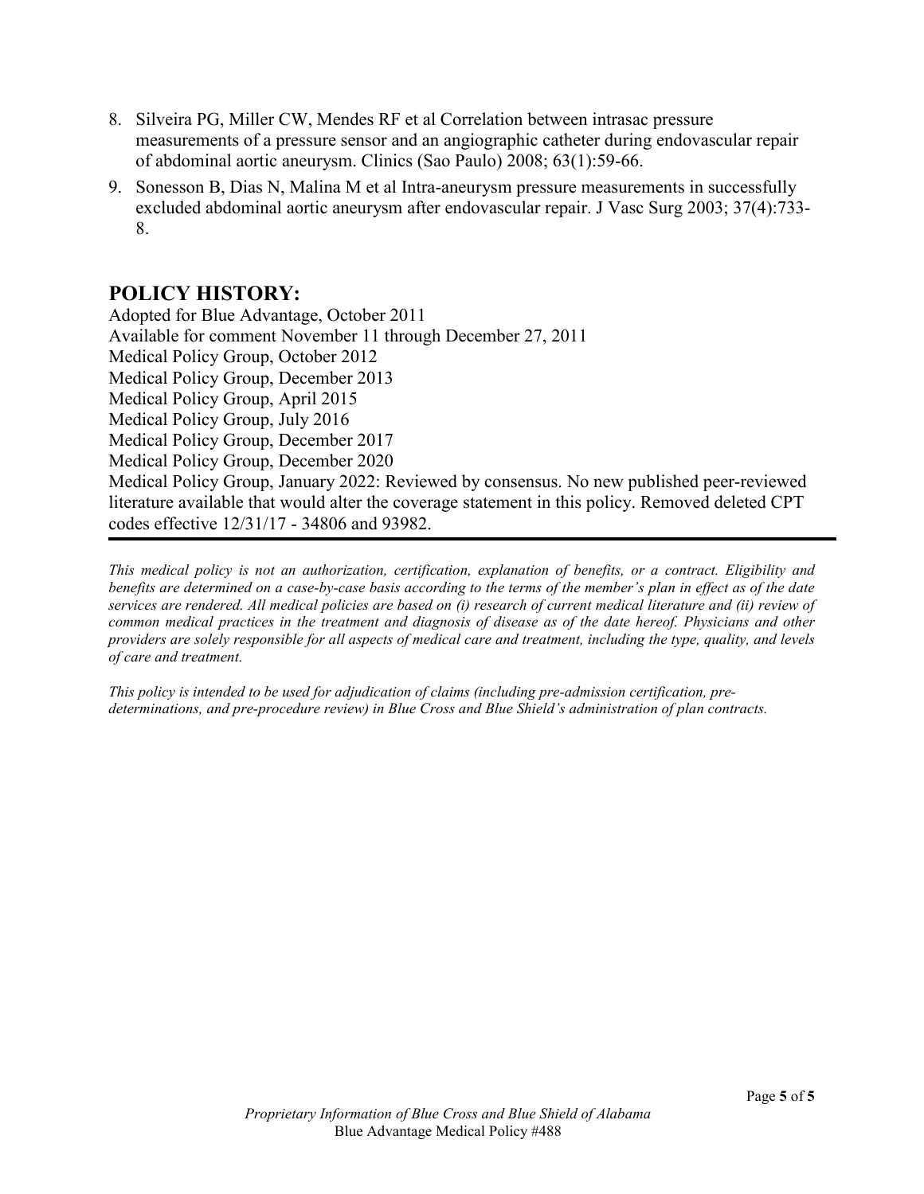8. Silveira PG, Miller CW, Mendes RF et al Correlation between intrasac pressure measurements of a pressure sensor and an angiographic catheter during endovascular repair of abdominal aortic aneurysm. Clinics (Sao Paulo) 2008; 63(1):59-66.
9. Sonesson B, Dias N, Malina M et al Intra-aneurysm pressure measurements in successfully excluded abdominal aortic aneurysm after endovascular repair. J Vasc Surg 2003; 37(4):733-8.

## POLICY HISTORY:

Adopted for Blue Advantage, October 2011
Available for comment November 11 through December 27, 2011
Medical Policy Group, October 2012
Medical Policy Group, December 2013
Medical Policy Group, April 2015
Medical Policy Group, July 2016
Medical Policy Group, December 2017
Medical Policy Group, December 2020
Medical Policy Group, January 2022: Reviewed by consensus. No new published peer-reviewed literature available that would alter the coverage statement in this policy. Removed deleted CPT codes effective 12/31/17 - 34806 and 93982.

---

*This medical policy is not an authorization, certification, explanation of benefits, or a contract. Eligibility and benefits are determined on a case-by-case basis according to the terms of the member's plan in effect as of the date services are rendered. All medical policies are based on (i) research of current medical literature and (ii) review of common medical practices in the treatment and diagnosis of disease as of the date hereof. Physicians and other providers are solely responsible for all aspects of medical care and treatment, including the type, quality, and levels of care and treatment.*

*This policy is intended to be used for adjudication of claims (including pre-admission certification, pre-determinations, and pre-procedure review) in Blue Cross and Blue Shield's administration of plan contracts.*